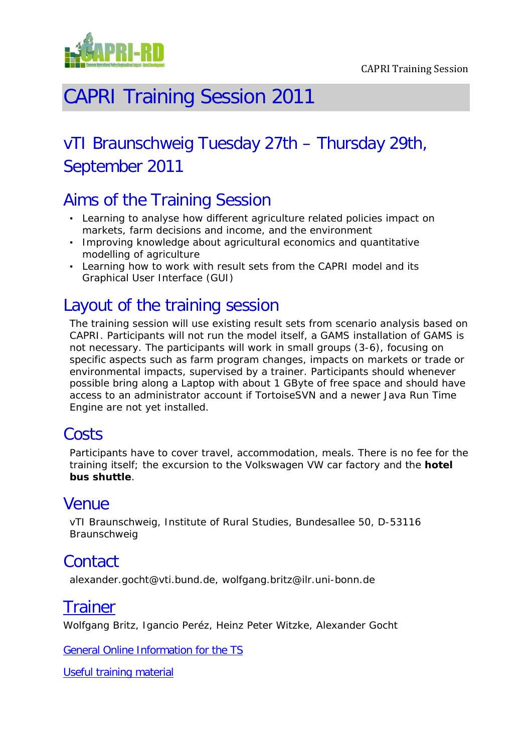# CAPRI Training Session 2011

## vTI Braunschweig Tuesday 27th – Thursday 29th, September 2011

## Aims of the Training Session

- Learning to analyse how different agriculture related policies impact on markets, farm decisions and income, and the environment
- Improving knowledge about agricultural economics and quantitative modelling of agriculture
- Learning how to work with result sets from the CAPRI model and its Graphical User Interface (GUI)

## Layout of the training session

The training session will use existing result sets from scenario analysis based on CAPRI. Participants will not run the model itself, a GAMS installation of GAMS is not necessary. The participants will work in small groups (3-6), focusing on specific aspects such as farm program changes, impacts on markets or trade or environmental impacts, supervised by a trainer. Participants should whenever possible bring along a Laptop with about 1 GByte of free space and should have access to an administrator account if TortoiseSVN and a newer Java Run Time Engine are not yet installed.

## Costs

Participants have to cover travel, accommodation, meals. There is no fee for the training itself; the excursion to the Volkswagen VW car factory and the **hotel bus shuttle**.

## Venue

vTI Braunschweig, Institute of Rural Studies, Bundesallee 50, D-53116 Braunschweig

## Contact

alexander.gocht@vti.bund.de, wolfgang.britz@ilr.uni-bonn.de

## Trainer

Wolfgang Britz, Igancio Peréz, Heinz Peter Witzke, Alexander Gocht

General Online Information for the TS

Useful training material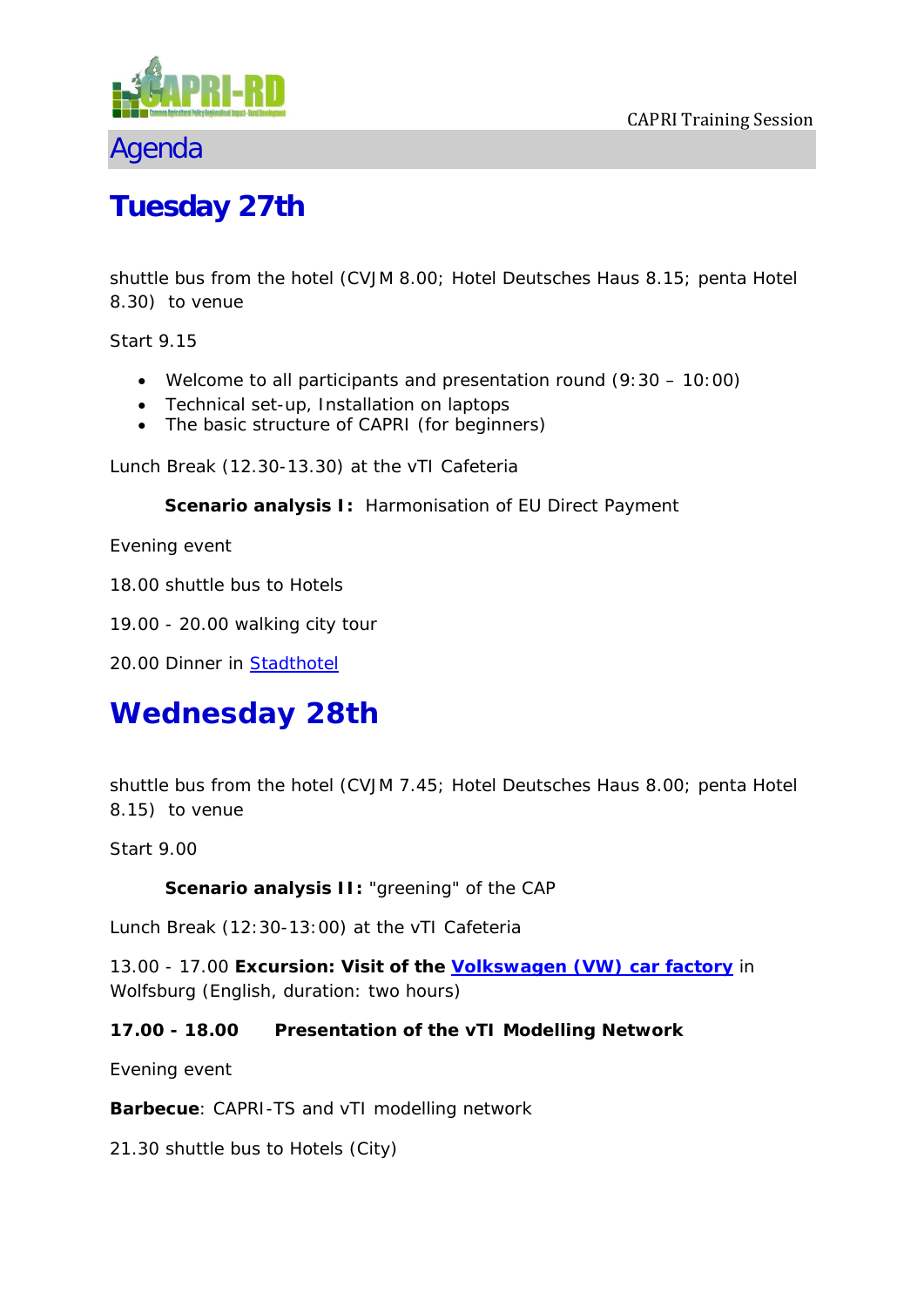# Agenda

## Tuesday 27th

shuttle bus from the hotel (CVJM 8.00; Hotel Deutsches Haus 8.15; penta Hotel 8.30) to venue

Start 9.15

- Welcome to all participants and presentation round (9:30 – 10:00)
- Technical set-up, Installation on laptops
- The basic structure of CAPRI (for beginners)

Lunch Break (12.30-13.30) at the vTI Cafeteria

**Scenario analysis I:** Harmonisation of EU Direct Payment

Evening event

18.00 shuttle bus to Hotels

19.00 - 20.00 walking city tour

20.00 Dinner in Stadthotel

## Wednesday 28th

shuttle bus from the hotel (CVJM 7.45; Hotel Deutsches Haus 8.00; penta Hotel 8.15) to venue

Start 9.00

**Scenario analysis II:** "greening" of the CAP

Lunch Break (12:30-13:00) at the vTI Cafeteria

13.00 - 17.00 **Excursion: Visit of the Volkswagen (VW) car factory** in Wolfsburg (English, duration: two hours)

**17.00 - 18.00 Presentation of the vTI Modelling Network**

Evening event

**Barbecue**: CAPRI-TS and vTI modelling network

21.30 shuttle bus to Hotels (City)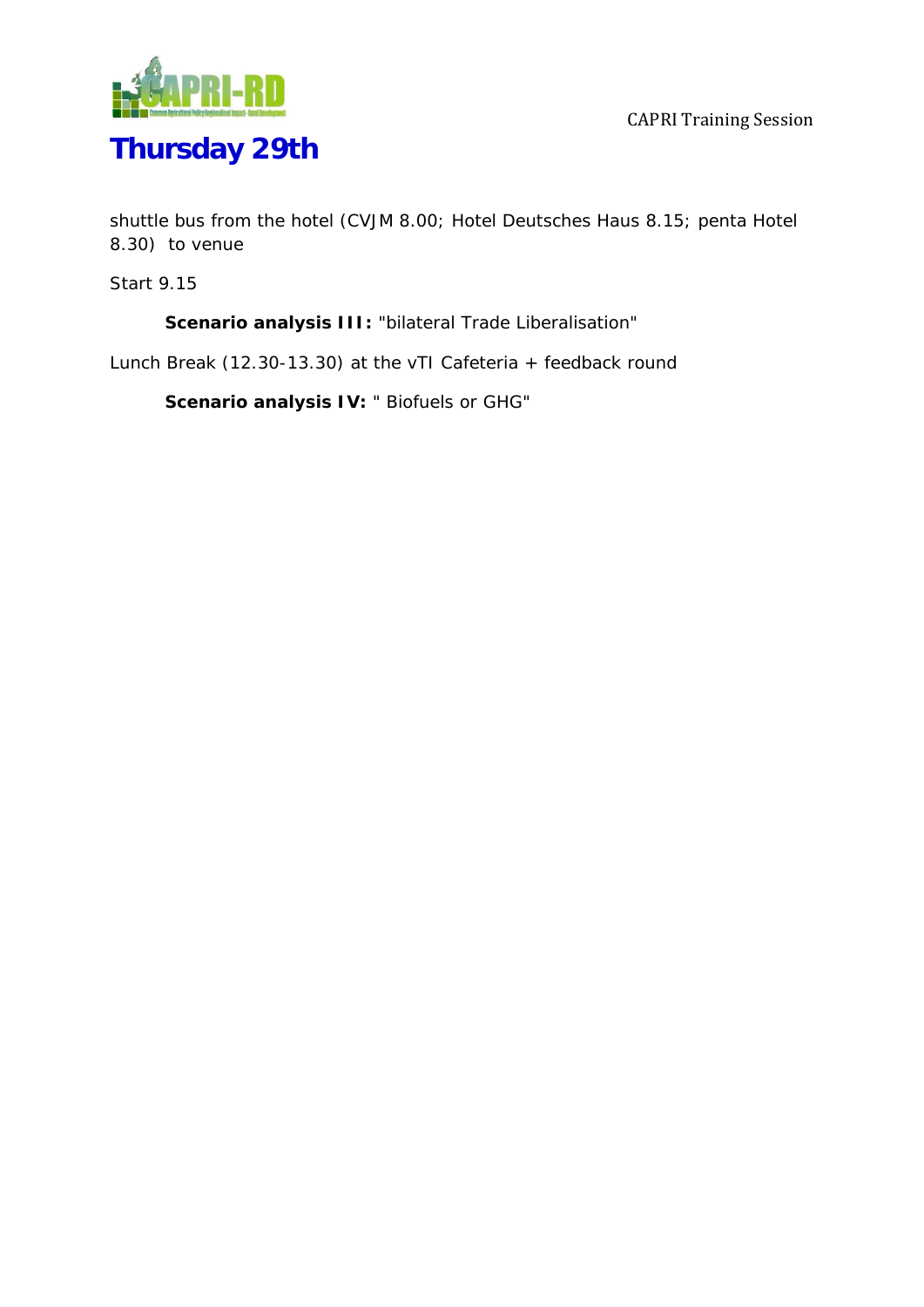# Thursday 29th

shuttle bus from the hotel (CVJM 8.00; Hotel Deutsches Haus 8.15; penta Hotel 8.30) to venue

Start 9.15

**Scenario analysis III:** "bilateral Trade Liberalisation"

Lunch Break (12.30-13.30) at the vTI Cafeteria + feedback round

**Scenario analysis IV:** " Biofuels or GHG"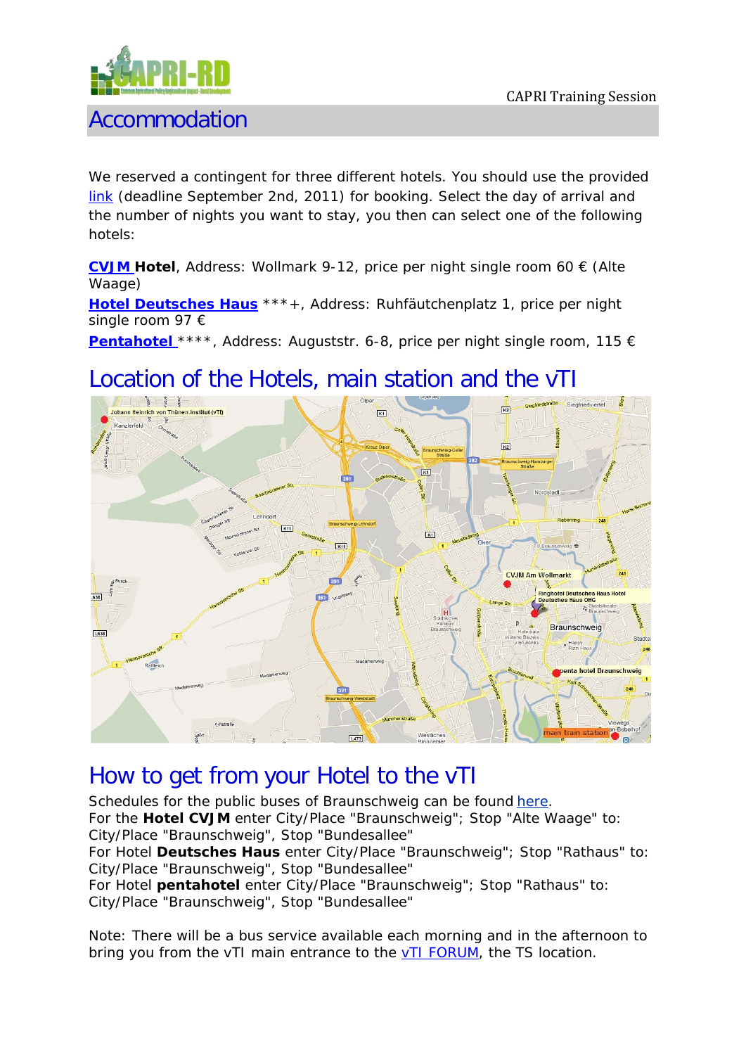# Accommodation

We reserved a contingent for three different hotels. You should use the provided link (deadline September 2nd, 2011) for booking. Select the day of arrival and the number of nights you want to stay, you then can select one of the following hotels:

**CVJM Hotel**, Address: Wollmark 9-12, price per night single room 60 € (Alte Waage)

**Hotel Deutsches Haus** ***+, Address: Ruhfäutchenplatz 1, price per night single room 97 €

**Pentahotel** ****, Address: Auguststr. 6-8, price per night single room, 115 €

## Location of the Hotels, main station and the vTI

## How to get from your Hotel to the vTI

Schedules for the public buses of Braunschweig can be found here.

For the **Hotel CVJM** enter City/Place "Braunschweig"; Stop "Alte Waage" to: City/Place "Braunschweig", Stop "Bundesallee"

For Hotel **Deutsches Haus** enter City/Place "Braunschweig"; Stop "Rathaus" to: City/Place "Braunschweig", Stop "Bundesallee"

For Hotel **pentahotel** enter City/Place "Braunschweig"; Stop "Rathaus" to: City/Place "Braunschweig", Stop "Bundesallee"

Note: There will be a bus service available each morning and in the afternoon to bring you from the vTI main entrance to the vTI FORUM, the TS location.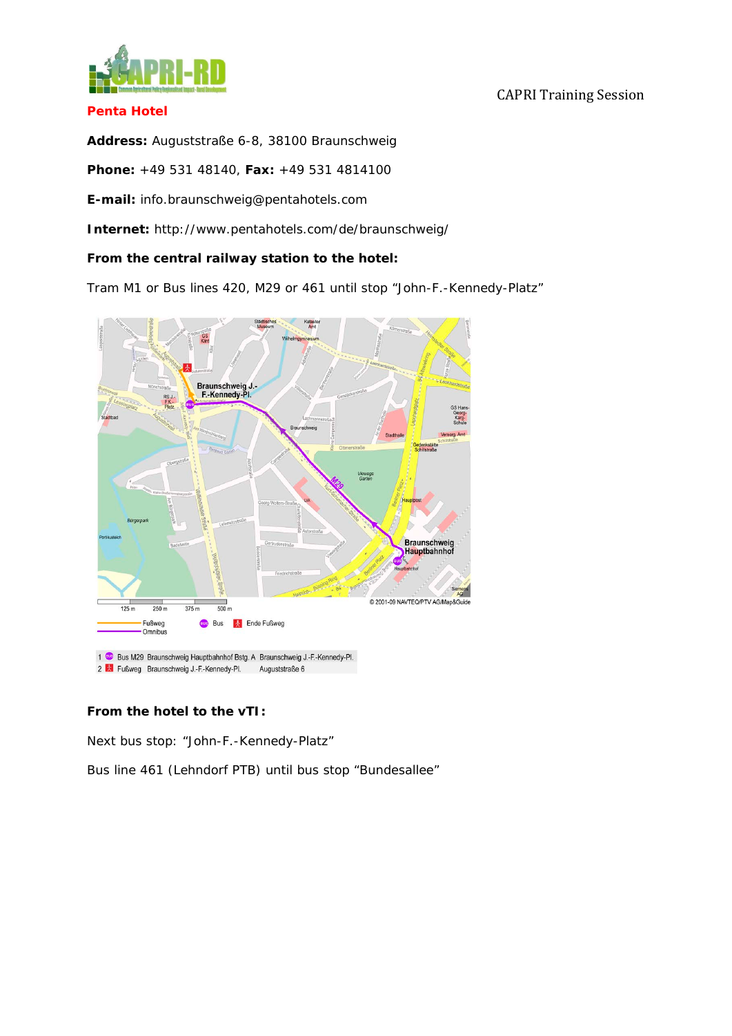**Penta Hotel**

**Address:** Auguststraße 6-8, 38100 Braunschweig

**Phone:** +49 531 48140, **Fax:** +49 531 4814100

**E-mail:** info.braunschweig@pentahotels.com

**Internet:** http://www.pentahotels.com/de/braunschweig/

**From the central railway station to the hotel:**

Tram M1 or Bus lines 420, M29 or 461 until stop "John-F.-Kennedy-Platz"

| | | | | |
|---|---|---|---|---|
| 1 | Bus M29 | Braunschweig Hauptbahnhof Bstg. A | Braunschweig J.-F.-Kennedy-Pl. | |
| 2 | Fußweg | Braunschweig J.-F.-Kennedy-Pl. | Auguststraße 6 | |

**From the hotel to the vTI:**

Next bus stop: "John-F.-Kennedy-Platz"

Bus line 461 (Lehndorf PTB) until bus stop "Bundesallee"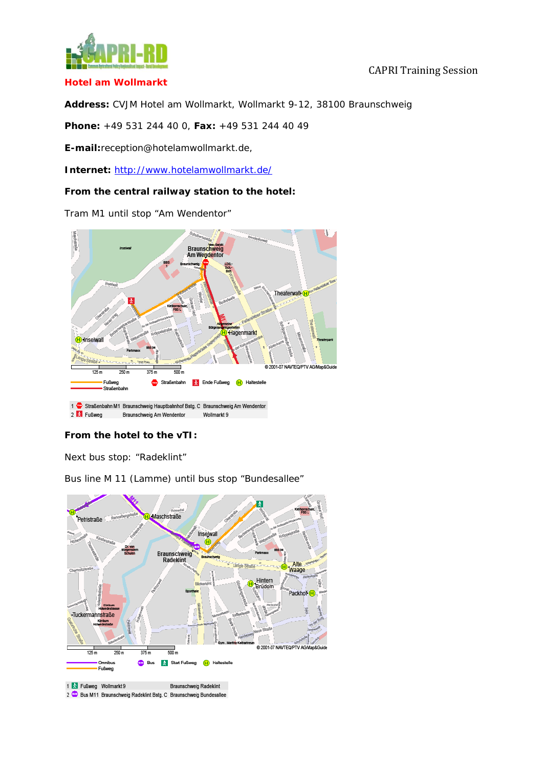# Hotel am Wollmarkt

**Address:** CVJM Hotel am Wollmarkt, Wollmarkt 9-12, 38100 Braunschweig

**Phone:** +49 531 244 40 0, **Fax:** +49 531 244 40 49

**E-mail:**reception@hotelamwollmarkt.de,

**Internet:** [http://www.hotelamwollmarkt.de/](http://www.hotelamwollmarkt.de/)

**From the central railway station to the hotel:**

Tram M1 until stop "Am Wendentor"

| | | | |
|---|---|---|---|
| 1 | Straßenbahn M1 | Braunschweig Hauptbahnhof Bstg. C | Braunschweig Am Wendentor |
| 2 | Fußweg | Braunschweig Am Wendentor | Wollmarkt 9 |

**From the hotel to the vTI:**

Next bus stop: "Radeklint"

Bus line M 11 (Lamme) until bus stop "Bundesallee"

| | | | |
|---|---|---|---|
| 1 | Fußweg | Wollmarkt 9 | Braunschweig Radeklint |
| 2 | Bus M11 | Braunschweig Radeklint Bstg. C | Braunschweig Bundesallee |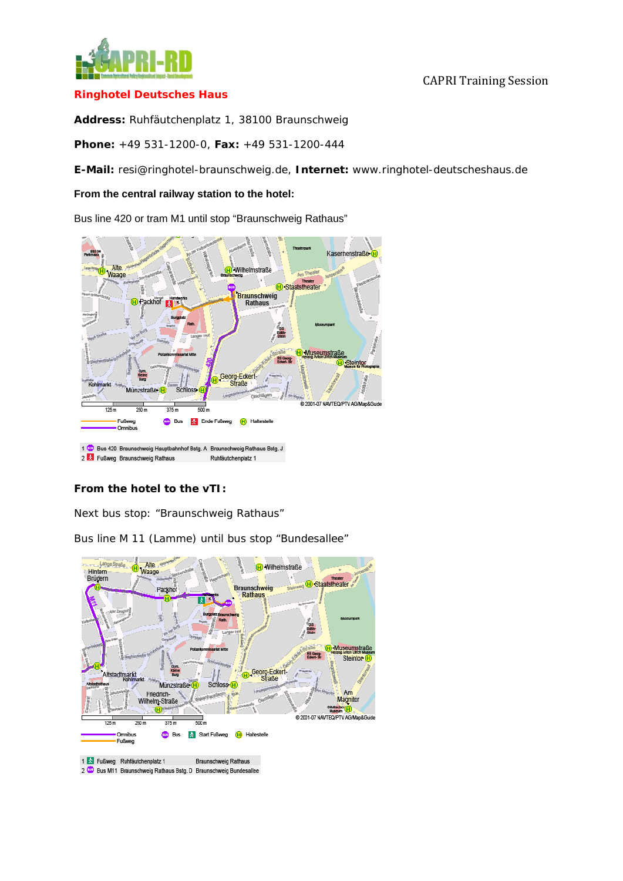## Ringhotel Deutsches Haus

**Address:** Ruhfäutchenplatz 1, 38100 Braunschweig

**Phone:** +49 531-1200-0, **Fax:** +49 531-1200-444

**E-Mail:** resi@ringhotel-braunschweig.de, **Internet:** www.ringhotel-deutscheshaus.de

**From the central railway station to the hotel:**

Bus line 420 or tram M1 until stop "Braunschweig Rathaus"

| | | | |
|---|---|---|---|
| 1 | Bus 420 | Braunschweig Hauptbahnhof Bstg. A | Braunschweig Rathaus Bstg. J |
| 2 | Fußweg | Braunschweig Rathaus | Ruhfäutchenplatz 1 |

**From the hotel to the vTI:**

Next bus stop: "Braunschweig Rathaus"

Bus line M 11 (Lamme) until bus stop "Bundesallee"

| | | | |
|---|---|---|---|
| 1 | Fußweg | Ruhfäutchenplatz 1 | Braunschweig Rathaus |
| 2 | Bus M11 | Braunschweig Rathaus Bstg. D | Braunschweig Bundesallee |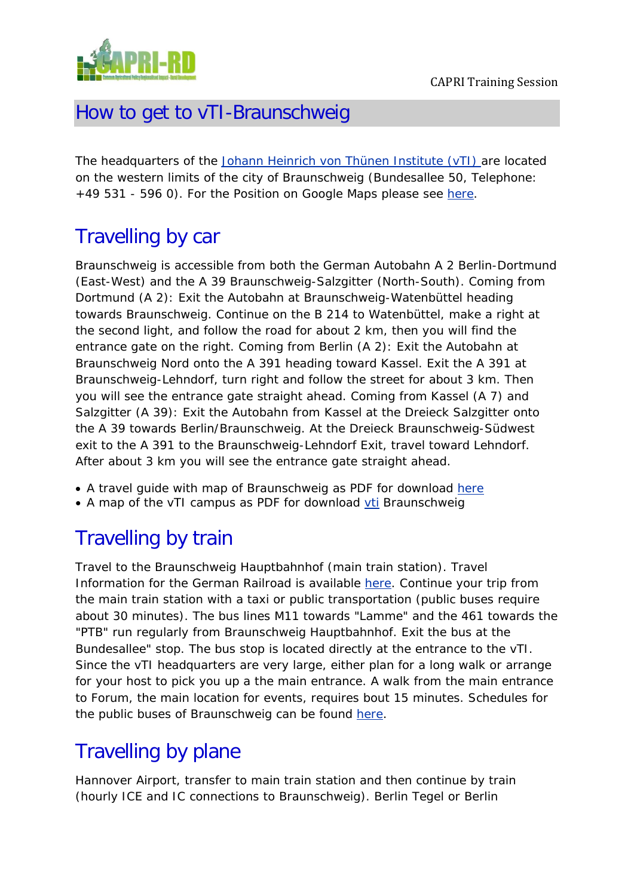# How to get to vTI-Braunschweig

The headquarters of the Johann Heinrich von Thünen Institute (vTI) are located on the western limits of the city of Braunschweig (Bundesallee 50, Telephone: +49 531 - 596 0). For the Position on Google Maps please see here.

## Travelling by car

Braunschweig is accessible from both the German Autobahn A 2 Berlin-Dortmund (East-West) and the A 39 Braunschweig-Salzgitter (North-South). Coming from Dortmund (A 2): Exit the Autobahn at Braunschweig-Watenbüttel heading towards Braunschweig. Continue on the B 214 to Watenbüttel, make a right at the second light, and follow the road for about 2 km, then you will find the entrance gate on the right. Coming from Berlin (A 2): Exit the Autobahn at Braunschweig Nord onto the A 391 heading toward Kassel. Exit the A 391 at Braunschweig-Lehndorf, turn right and follow the street for about 3 km. Then you will see the entrance gate straight ahead. Coming from Kassel (A 7) and Salzgitter (A 39): Exit the Autobahn from Kassel at the Dreieck Salzgitter onto the A 39 towards Berlin/Braunschweig. At the Dreieck Braunschweig-Südwest exit to the A 391 to the Braunschweig-Lehndorf Exit, travel toward Lehndorf. After about 3 km you will see the entrance gate straight ahead.

- A travel guide with map of Braunschweig as PDF for download here
- A map of the vTI campus as PDF for download vti Braunschweig

## Travelling by train

Travel to the Braunschweig Hauptbahnhof (main train station). Travel Information for the German Railroad is available here. Continue your trip from the main train station with a taxi or public transportation (public buses require about 30 minutes). The bus lines M11 towards "Lamme" and the 461 towards the "PTB" run regularly from Braunschweig Hauptbahnhof. Exit the bus at the Bundesallee" stop. The bus stop is located directly at the entrance to the vTI. Since the vTI headquarters are very large, either plan for a long walk or arrange for your host to pick you up a the main entrance. A walk from the main entrance to Forum, the main location for events, requires bout 15 minutes. Schedules for the public buses of Braunschweig can be found here.

## Travelling by plane

Hannover Airport, transfer to main train station and then continue by train (hourly ICE and IC connections to Braunschweig). Berlin Tegel or Berlin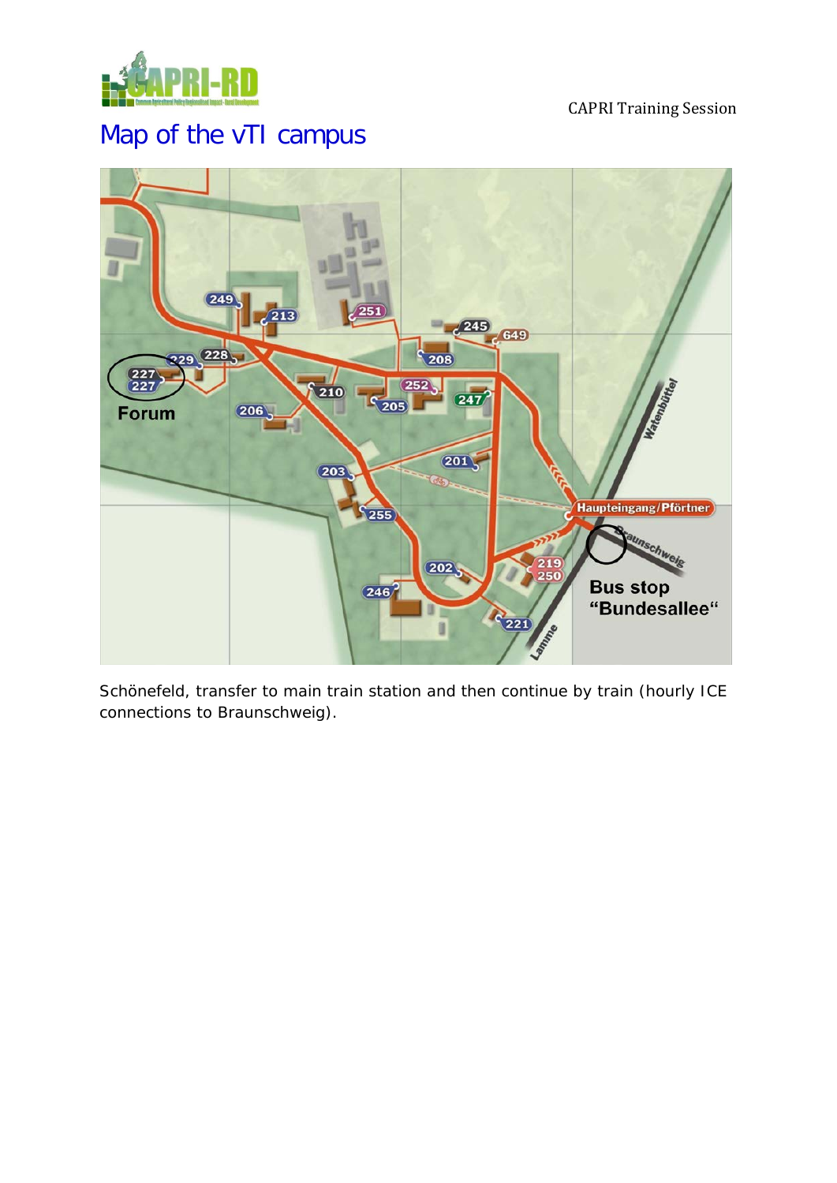# Map of the vTI campus

Schönefeld, transfer to main train station and then continue by train (hourly ICE connections to Braunschweig).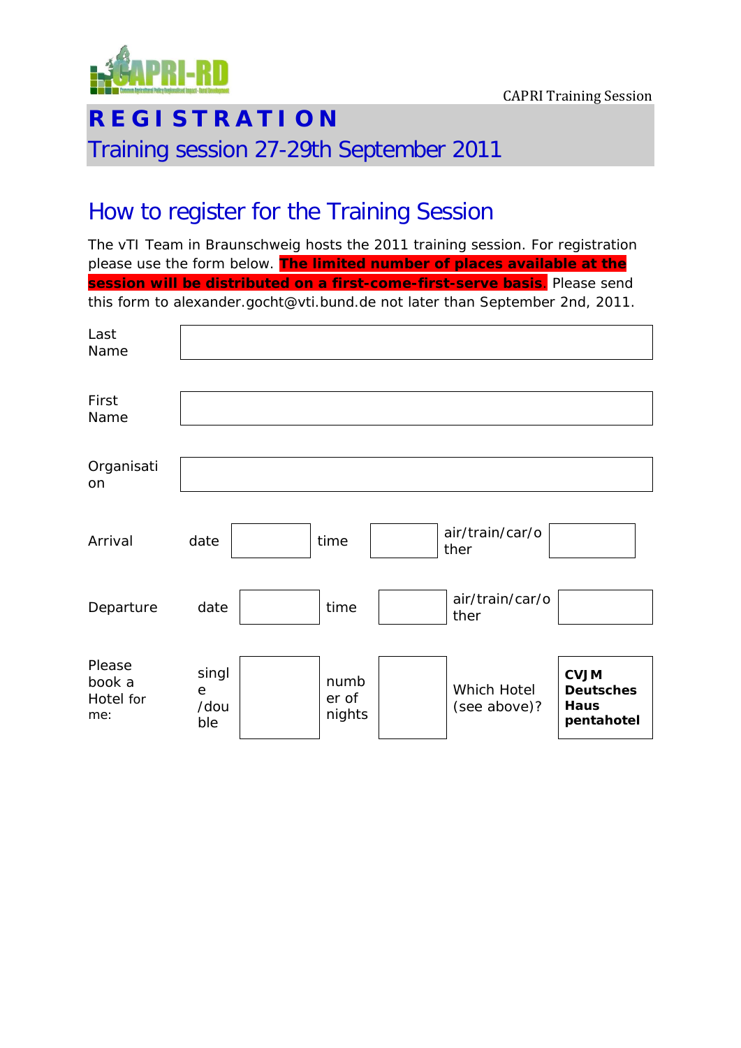# REGISTRATION

Training session 27-29th September 2011

## How to register for the Training Session

The vTI Team in Braunschweig hosts the 2011 training session. For registration please use the form below. **The limited number of places available at the session will be distributed on a first-come-first-serve basis.** Please send this form to alexander.gocht@vti.bund.de not later than September 2nd, 2011.

| | | | | | | |
|---|---|---|---|---|---|---|
| Last Name | | | | | | |
| First Name | | | | | | |
| Organisation | | | | | | |
| Arrival | date | | time | | air/train/car/other | |
| Departure | date | | time | | air/train/car/other | |
| Please book a Hotel for me: | single /double | | number of nights | | Which Hotel (see above)? | **CVJM Deutsches Haus pentahotel** |